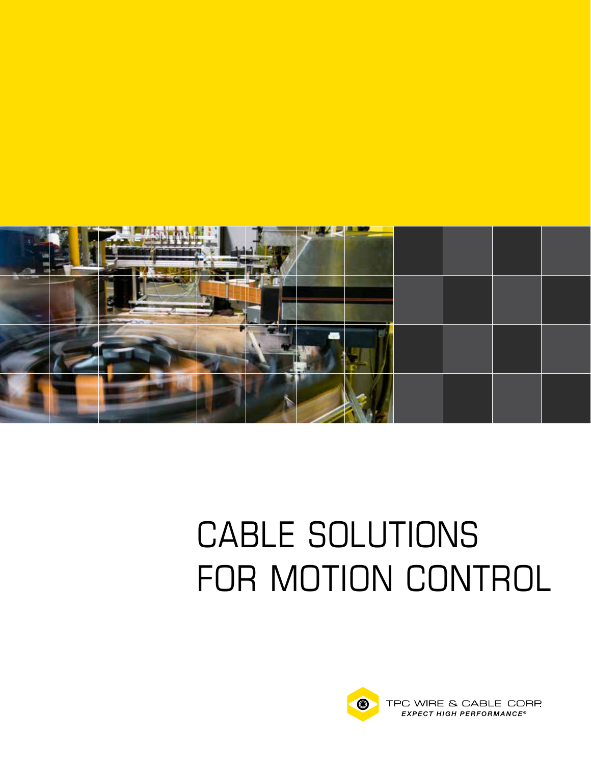# CABLE SOLUTIONS FOR MOTION CONTROL

TPC WIRE & CABLE CORP.

*EXPECT HIGH PERFORMANCE®*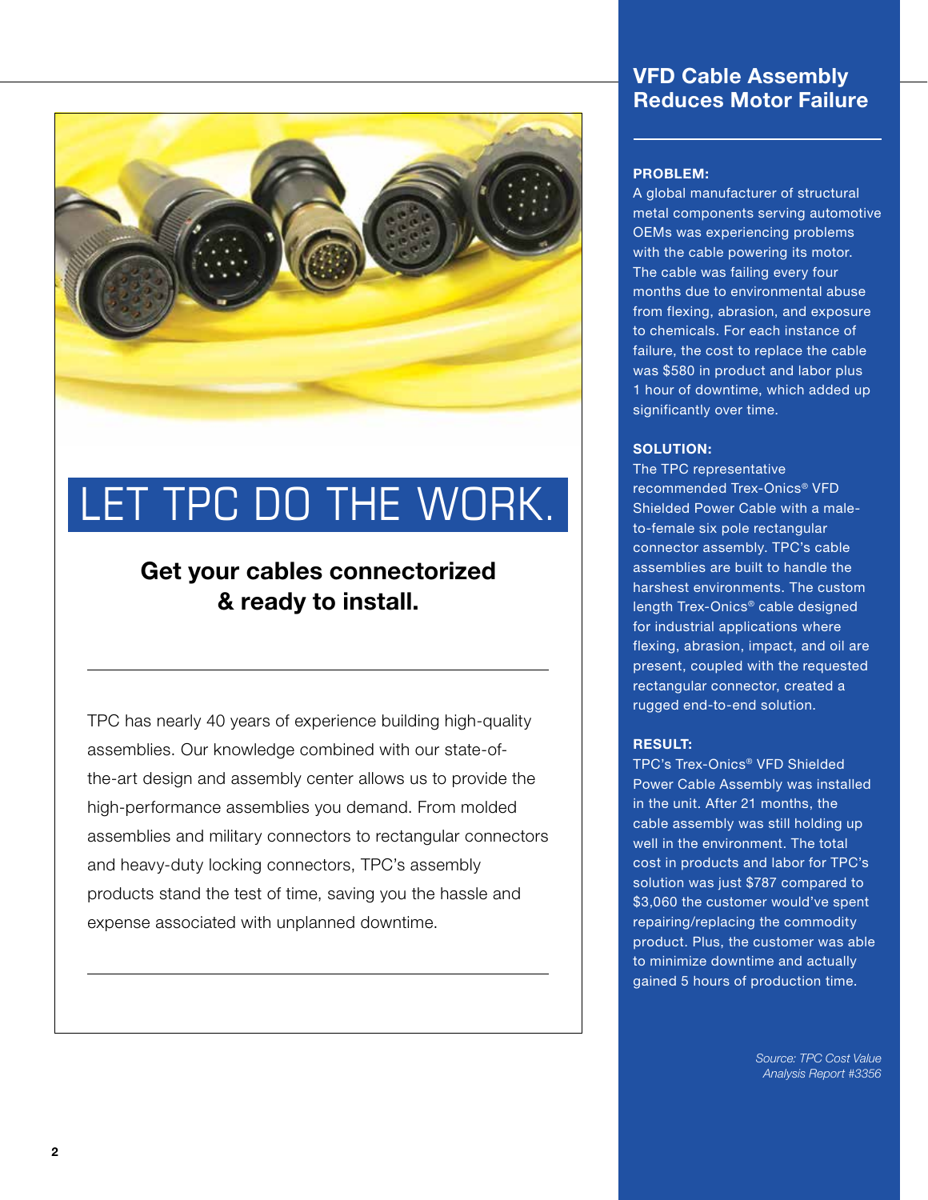# LET TPC DO THE WORK.

## Get your cables connectorized & ready to install.

TPC has nearly 40 years of experience building high-quality assemblies. Our knowledge combined with our state-of-the-art design and assembly center allows us to provide the high-performance assemblies you demand. From molded assemblies and military connectors to rectangular connectors and heavy-duty locking connectors, TPC's assembly products stand the test of time, saving you the hassle and expense associated with unplanned downtime.

## VFD Cable Assembly Reduces Motor Failure

**PROBLEM:**
A global manufacturer of structural metal components serving automotive OEMs was experiencing problems with the cable powering its motor. The cable was failing every four months due to environmental abuse from flexing, abrasion, and exposure to chemicals. For each instance of failure, the cost to replace the cable was $580 in product and labor plus 1 hour of downtime, which added up significantly over time.

**SOLUTION:**
The TPC representative recommended Trex-Onics® VFD Shielded Power Cable with a male-to-female six pole rectangular connector assembly. TPC's cable assemblies are built to handle the harshest environments. The custom length Trex-Onics® cable designed for industrial applications where flexing, abrasion, impact, and oil are present, coupled with the requested rectangular connector, created a rugged end-to-end solution.

**RESULT:**
TPC's Trex-Onics® VFD Shielded Power Cable Assembly was installed in the unit. After 21 months, the cable assembly was still holding up well in the environment. The total cost in products and labor for TPC's solution was just $787 compared to $3,060 the customer would've spent repairing/replacing the commodity product. Plus, the customer was able to minimize downtime and actually gained 5 hours of production time.

*Source: TPC Cost Value Analysis Report #3356*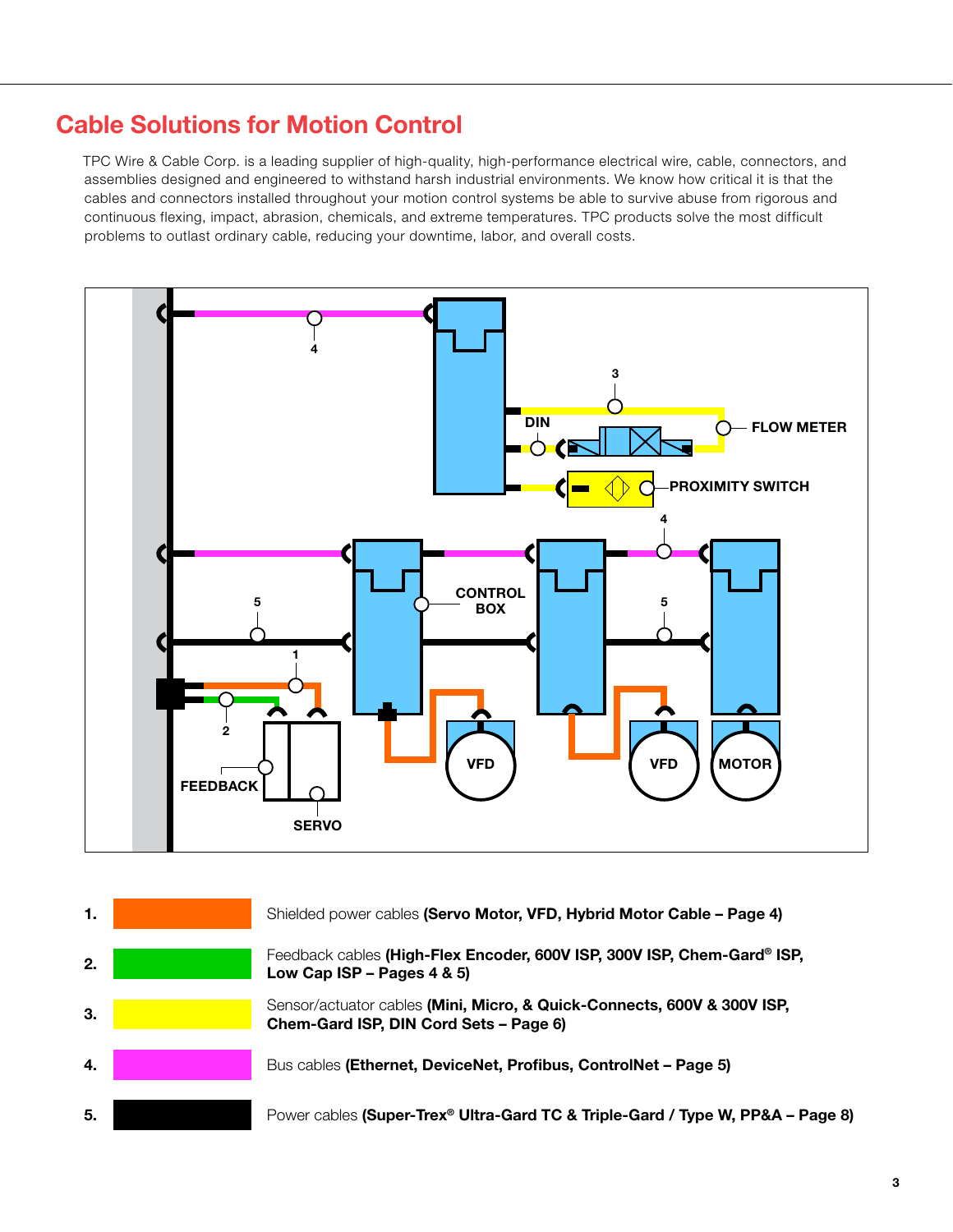# Cable Solutions for Motion Control

TPC Wire & Cable Corp. is a leading supplier of high-quality, high-performance electrical wire, cable, connectors, and assemblies designed and engineered to withstand harsh industrial environments. We know how critical it is that the cables and connectors installed throughout your motion control systems be able to survive abuse from rigorous and continuous flexing, impact, abrasion, chemicals, and extreme temperatures. TPC products solve the most difficult problems to outlast ordinary cable, reducing your downtime, labor, and overall costs.

1. Shielded power cables **(Servo Motor, VFD, Hybrid Motor Cable – Page 4)**
2. Feedback cables **(High-Flex Encoder, 600V ISP, 300V ISP, Chem-Gard® ISP, Low Cap ISP – Pages 4 & 5)**
3. Sensor/actuator cables **(Mini, Micro, & Quick-Connects, 600V & 300V ISP, Chem-Gard ISP, DIN Cord Sets – Page 6)**
4. Bus cables **(Ethernet, DeviceNet, Profibus, ControlNet – Page 5)**
5. Power cables **(Super-Trex® Ultra-Gard TC & Triple-Gard / Type W, PP&A – Page 8)**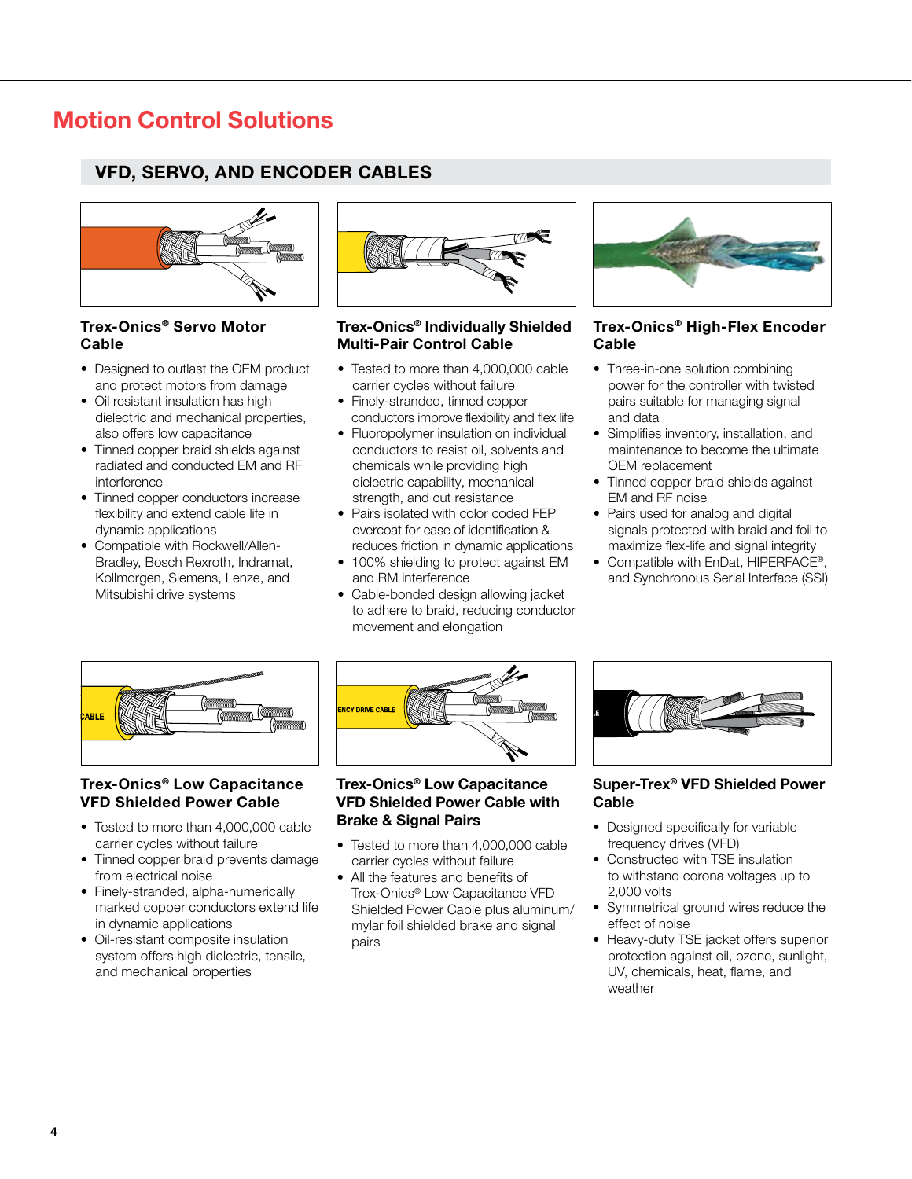# Motion Control Solutions

## VFD, SERVO, AND ENCODER CABLES

### Trex-Onics® Servo Motor Cable

- Designed to outlast the OEM product and protect motors from damage
- Oil resistant insulation has high dielectric and mechanical properties, also offers low capacitance
- Tinned copper braid shields against radiated and conducted EM and RF interference
- Tinned copper conductors increase flexibility and extend cable life in dynamic applications
- Compatible with Rockwell/Allen-Bradley, Bosch Rexroth, Indramat, Kollmorgen, Siemens, Lenze, and Mitsubishi drive systems

### Trex-Onics® Individually Shielded Multi-Pair Control Cable

- Tested to more than 4,000,000 cable carrier cycles without failure
- Finely-stranded, tinned copper conductors improve flexibility and flex life
- Fluoropolymer insulation on individual conductors to resist oil, solvents and chemicals while providing high dielectric capability, mechanical strength, and cut resistance
- Pairs isolated with color coded FEP overcoat for ease of identification & reduces friction in dynamic applications
- 100% shielding to protect against EM and RM interference
- Cable-bonded design allowing jacket to adhere to braid, reducing conductor movement and elongation

### Trex-Onics® High-Flex Encoder Cable

- Three-in-one solution combining power for the controller with twisted pairs suitable for managing signal and data
- Simplifies inventory, installation, and maintenance to become the ultimate OEM replacement
- Tinned copper braid shields against EM and RF noise
- Pairs used for analog and digital signals protected with braid and foil to maximize flex-life and signal integrity
- Compatible with EnDat, HIPERFACE®, and Synchronous Serial Interface (SSI)

### Trex-Onics® Low Capacitance VFD Shielded Power Cable

- Tested to more than 4,000,000 cable carrier cycles without failure
- Tinned copper braid prevents damage from electrical noise
- Finely-stranded, alpha-numerically marked copper conductors extend life in dynamic applications
- Oil-resistant composite insulation system offers high dielectric, tensile, and mechanical properties

### Trex-Onics® Low Capacitance VFD Shielded Power Cable with Brake & Signal Pairs

- Tested to more than 4,000,000 cable carrier cycles without failure
- All the features and benefits of Trex-Onics® Low Capacitance VFD Shielded Power Cable plus aluminum/mylar foil shielded brake and signal pairs

### Super-Trex® VFD Shielded Power Cable

- Designed specifically for variable frequency drives (VFD)
- Constructed with TSE insulation to withstand corona voltages up to 2,000 volts
- Symmetrical ground wires reduce the effect of noise
- Heavy-duty TSE jacket offers superior protection against oil, ozone, sunlight, UV, chemicals, heat, flame, and weather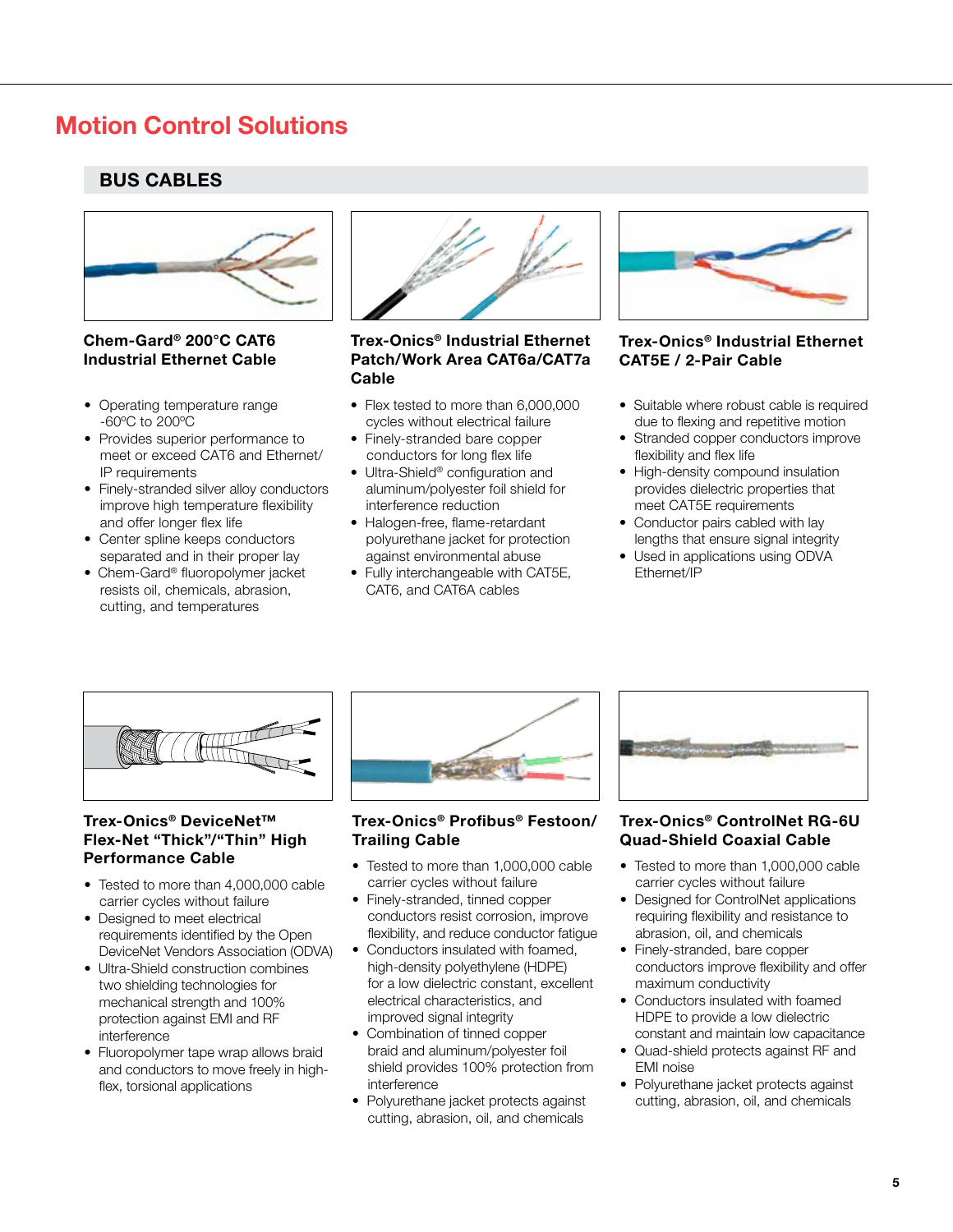# Motion Control Solutions

## BUS CABLES

### Chem-Gard® 200°C CAT6 Industrial Ethernet Cable

- Operating temperature range -60ºC to 200ºC
- Provides superior performance to meet or exceed CAT6 and Ethernet/IP requirements
- Finely-stranded silver alloy conductors improve high temperature flexibility and offer longer flex life
- Center spline keeps conductors separated and in their proper lay
- Chem-Gard® fluoropolymer jacket resists oil, chemicals, abrasion, cutting, and temperatures

### Trex-Onics® Industrial Ethernet Patch/Work Area CAT6a/CAT7a Cable

- Flex tested to more than 6,000,000 cycles without electrical failure
- Finely-stranded bare copper conductors for long flex life
- Ultra-Shield® configuration and aluminum/polyester foil shield for interference reduction
- Halogen-free, flame-retardant polyurethane jacket for protection against environmental abuse
- Fully interchangeable with CAT5E, CAT6, and CAT6A cables

### Trex-Onics® Industrial Ethernet CAT5E / 2-Pair Cable

- Suitable where robust cable is required due to flexing and repetitive motion
- Stranded copper conductors improve flexibility and flex life
- High-density compound insulation provides dielectric properties that meet CAT5E requirements
- Conductor pairs cabled with lay lengths that ensure signal integrity
- Used in applications using ODVA Ethernet/IP

### Trex-Onics® DeviceNet™ Flex-Net "Thick"/"Thin" High Performance Cable

- Tested to more than 4,000,000 cable carrier cycles without failure
- Designed to meet electrical requirements identified by the Open DeviceNet Vendors Association (ODVA)
- Ultra-Shield construction combines two shielding technologies for mechanical strength and 100% protection against EMI and RF interference
- Fluoropolymer tape wrap allows braid and conductors to move freely in high-flex, torsional applications

### Trex-Onics® Profibus® Festoon/ Trailing Cable

- Tested to more than 1,000,000 cable carrier cycles without failure
- Finely-stranded, tinned copper conductors resist corrosion, improve flexibility, and reduce conductor fatigue
- Conductors insulated with foamed, high-density polyethylene (HDPE) for a low dielectric constant, excellent electrical characteristics, and improved signal integrity
- Combination of tinned copper braid and aluminum/polyester foil shield provides 100% protection from interference
- Polyurethane jacket protects against cutting, abrasion, oil, and chemicals

### Trex-Onics® ControlNet RG-6U Quad-Shield Coaxial Cable

- Tested to more than 1,000,000 cable carrier cycles without failure
- Designed for ControlNet applications requiring flexibility and resistance to abrasion, oil, and chemicals
- Finely-stranded, bare copper conductors improve flexibility and offer maximum conductivity
- Conductors insulated with foamed HDPE to provide a low dielectric constant and maintain low capacitance
- Quad-shield protects against RF and EMI noise
- Polyurethane jacket protects against cutting, abrasion, oil, and chemicals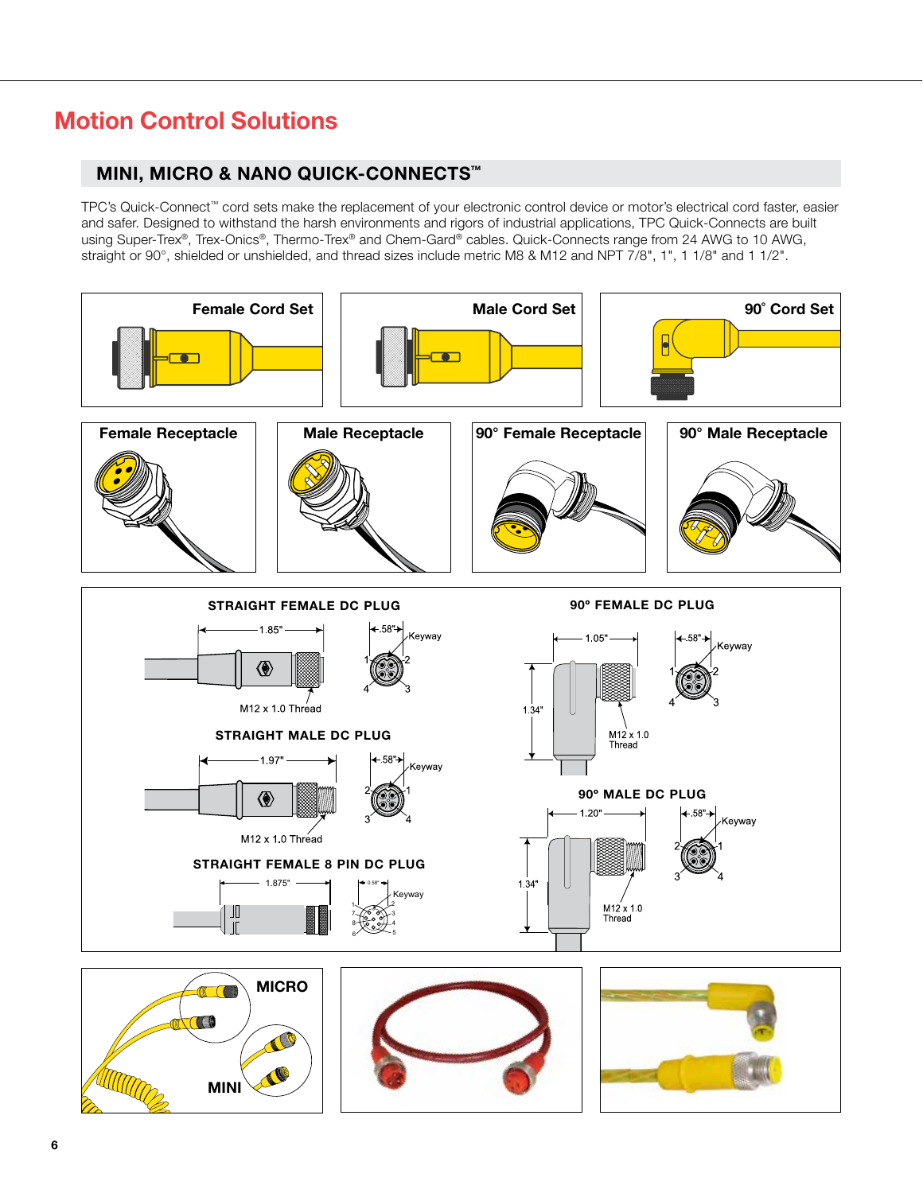# Motion Control Solutions

## MINI, MICRO & NANO QUICK-CONNECTS™

TPC's Quick-Connect™ cord sets make the replacement of your electronic control device or motor's electrical cord faster, easier and safer. Designed to withstand the harsh environments and rigors of industrial applications, TPC Quick-Connects are built using Super-Trex®, Trex-Onics®, Thermo-Trex® and Chem-Gard® cables. Quick-Connects range from 24 AWG to 10 AWG, straight or 90°, shielded or unshielded, and thread sizes include metric M8 & M12 and NPT 7/8", 1", 1 1/8" and 1 1/2".

**Female Cord Set**

**Male Cord Set**

**90° Cord Set**

**Female Receptacle**

**Male Receptacle**

**90° Female Receptacle**

**90° Male Receptacle**

**STRAIGHT FEMALE DC PLUG**

1.85" — .58" — Keyway — 1, 2, 3, 4 — M12 x 1.0 Thread

**STRAIGHT MALE DC PLUG**

1.97" — .58" — Keyway — 2, 1, 3, 4 — M12 x 1.0 Thread

**STRAIGHT FEMALE 8 PIN DC PLUG**

1.875" — 0.58" — Keyway — 1, 2, 3, 4, 5, 6, 7, 8

**90° FEMALE DC PLUG**

1.05" — 1.34" — .58" — Keyway — 1, 2, 3, 4 — M12 x 1.0 Thread

**90° MALE DC PLUG**

1.20" — 1.34" — .58" — Keyway — 2, 1, 3, 4 — M12 x 1.0 Thread

MICRO

MINI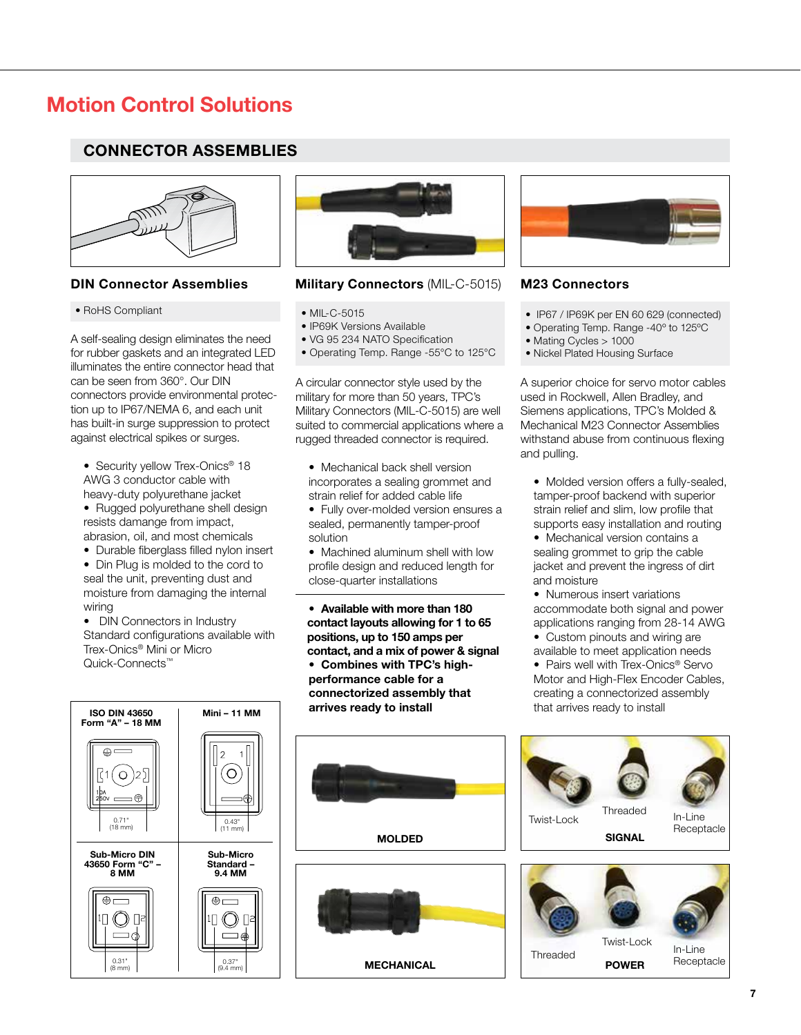# Motion Control Solutions

## CONNECTOR ASSEMBLIES

### DIN Connector Assemblies

• RoHS Compliant

A self-sealing design eliminates the need for rubber gaskets and an integrated LED illuminates the entire connector head that can be seen from 360°. Our DIN connectors provide environmental protection up to IP67/NEMA 6, and each unit has built-in surge suppression to protect against electrical spikes or surges.

- Security yellow Trex-Onics® 18 AWG 3 conductor cable with heavy-duty polyurethane jacket
- Rugged polyurethane shell design resists damage from impact, abrasion, oil, and most chemicals
- Durable fiberglass filled nylon insert
- Din Plug is molded to the cord to seal the unit, preventing dust and moisture from damaging the internal wiring
- DIN Connectors in Industry Standard configurations available with Trex-Onics® Mini or Micro Quick-Connects™

| ISO DIN 43650 Form "A" – 18 MM | Mini – 11 MM |
|---|---|
| 0.71" (18 mm) | 0.43" (11 mm) |
| **Sub-Micro DIN 43650 Form "C" – 8 MM** | **Sub-Micro Standard – 9.4 MM** |
| 0.31" (8 mm) | 0.37" (9.4 mm) |

### Military Connectors (MIL-C-5015)

- MIL-C-5015
- IP69K Versions Available
- VG 95 234 NATO Specification
- Operating Temp. Range -55°C to 125°C

A circular connector style used by the military for more than 50 years, TPC's Military Connectors (MIL-C-5015) are well suited to commercial applications where a rugged threaded connector is required.

- Mechanical back shell version incorporates a sealing grommet and strain relief for added cable life
- Fully over-molded version ensures a sealed, permanently tamper-proof solution
- Machined aluminum shell with low profile design and reduced length for close-quarter installations

---

- **Available with more than 180 contact layouts allowing for 1 to 65 positions, up to 150 amps per contact, and a mix of power & signal**
- **Combines with TPC's high-performance cable for a connectorized assembly that arrives ready to install**

**MOLDED**

**MECHANICAL**

### M23 Connectors

- IP67 / IP69K per EN 60 629 (connected)
- Operating Temp. Range -40° to 125°C
- Mating Cycles > 1000
- Nickel Plated Housing Surface

A superior choice for servo motor cables used in Rockwell, Allen Bradley, and Siemens applications, TPC's Molded & Mechanical M23 Connector Assemblies withstand abuse from continuous flexing and pulling.

- Molded version offers a fully-sealed, tamper-proof backend with superior strain relief and slim, low profile that supports easy installation and routing
- Mechanical version contains a sealing grommet to grip the cable jacket and prevent the ingress of dirt and moisture
- Numerous insert variations accommodate both signal and power applications ranging from 28-14 AWG
- Custom pinouts and wiring are available to meet application needs
- Pairs well with Trex-Onics® Servo Motor and High-Flex Encoder Cables, creating a connectorized assembly that arrives ready to install

Twist-Lock | Threaded | In-Line Receptacle

**SIGNAL**

Threaded | Twist-Lock | In-Line Receptacle

**POWER**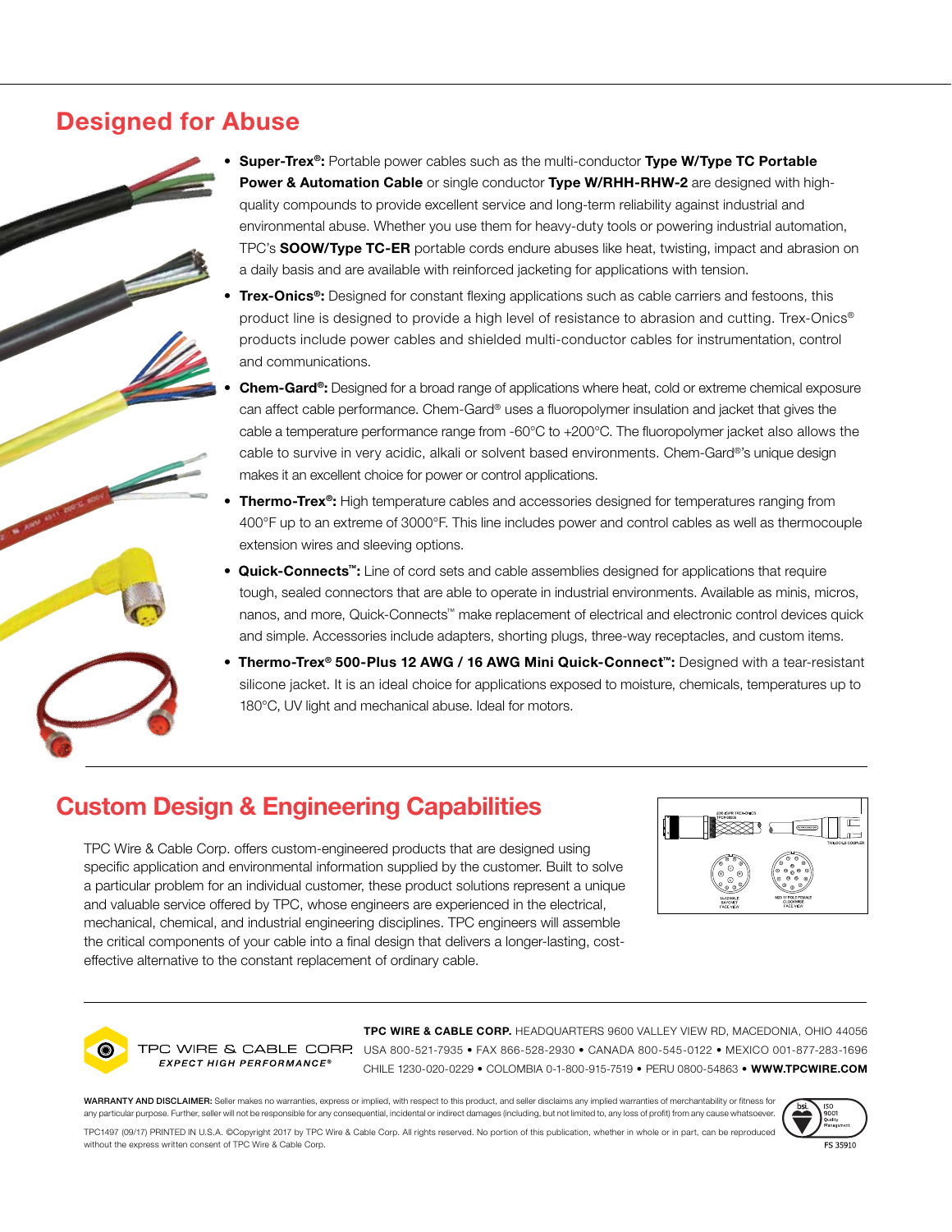## Designed for Abuse

- **Super-Trex®:** Portable power cables such as the multi-conductor **Type W/Type TC Portable Power & Automation Cable** or single conductor **Type W/RHH-RHW-2** are designed with high-quality compounds to provide excellent service and long-term reliability against industrial and environmental abuse. Whether you use them for heavy-duty tools or powering industrial automation, TPC's **SOOW/Type TC-ER** portable cords endure abuses like heat, twisting, impact and abrasion on a daily basis and are available with reinforced jacketing for applications with tension.
- **Trex-Onics®:** Designed for constant flexing applications such as cable carriers and festoons, this product line is designed to provide a high level of resistance to abrasion and cutting. Trex-Onics® products include power cables and shielded multi-conductor cables for instrumentation, control and communications.
- **Chem-Gard®:** Designed for a broad range of applications where heat, cold or extreme chemical exposure can affect cable performance. Chem-Gard® uses a fluoropolymer insulation and jacket that gives the cable a temperature performance range from -60°C to +200°C. The fluoropolymer jacket also allows the cable to survive in very acidic, alkali or solvent based environments. Chem-Gard®'s unique design makes it an excellent choice for power or control applications.
- **Thermo-Trex®:** High temperature cables and accessories designed for temperatures ranging from 400°F up to an extreme of 3000°F. This line includes power and control cables as well as thermocouple extension wires and sleeving options.
- **Quick-Connects™:** Line of cord sets and cable assemblies designed for applications that require tough, sealed connectors that are able to operate in industrial environments. Available as minis, micros, nanos, and more, Quick-Connects™ make replacement of electrical and electronic control devices quick and simple. Accessories include adapters, shorting plugs, three-way receptacles, and custom items.
- **Thermo-Trex® 500-Plus 12 AWG / 16 AWG Mini Quick-Connect™:** Designed with a tear-resistant silicone jacket. It is an ideal choice for applications exposed to moisture, chemicals, temperatures up to 180°C, UV light and mechanical abuse. Ideal for motors.

## Custom Design & Engineering Capabilities

TPC Wire & Cable Corp. offers custom-engineered products that are designed using specific application and environmental information supplied by the customer. Built to solve a particular problem for an individual customer, these product solutions represent a unique and valuable service offered by TPC, whose engineers are experienced in the electrical, mechanical, chemical, and industrial engineering disciplines. TPC engineers will assemble the critical components of your cable into a final design that delivers a longer-lasting, cost-effective alternative to the constant replacement of ordinary cable.

TPC WIRE & CABLE CORP.
*EXPECT HIGH PERFORMANCE®*

**TPC WIRE & CABLE CORP.** HEADQUARTERS 9600 VALLEY VIEW RD, MACEDONIA, OHIO 44056
USA 800-521-7935 • FAX 866-528-2930 • CANADA 800-545-0122 • MEXICO 001-877-283-1696
CHILE 1230-020-0229 • COLOMBIA 0-1-800-915-7519 • PERU 0800-54863 • **WWW.TPCWIRE.COM**

**WARRANTY AND DISCLAIMER:** Seller makes no warranties, express or implied, with respect to this product, and seller disclaims any implied warranties of merchantability or fitness for any particular purpose. Further, seller will not be responsible for any consequential, incidental or indirect damages (including, but not limited to, any loss of profit) from any cause whatsoever.

TPC1497 (09/17) PRINTED IN U.S.A. ©Copyright 2017 by TPC Wire & Cable Corp. All rights reserved. No portion of this publication, whether in whole or in part, can be reproduced without the express written consent of TPC Wire & Cable Corp.

bsi. ISO 9001 Quality Management
FS 35910